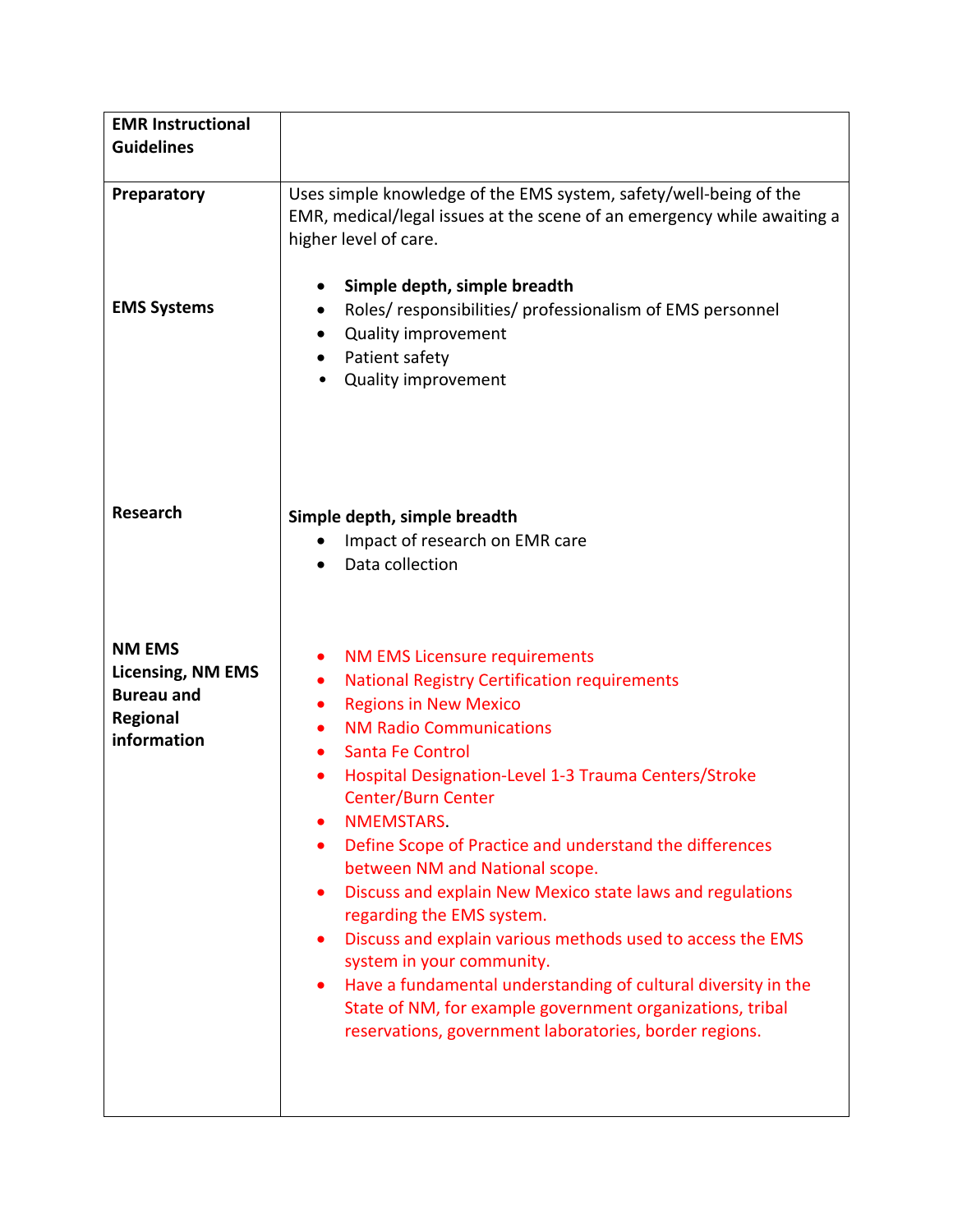| EMR Instructional Guidelines | |
|---|---|
| **Preparatory** | Uses simple knowledge of the EMS system, safety/well-being of the EMR, medical/legal issues at the scene of an emergency while awaiting a higher level of care. |
| **EMS Systems** | • **Simple depth, simple breadth**<br>• Roles/ responsibilities/ professionalism of EMS personnel<br>• Quality improvement<br>• Patient safety<br>• Quality improvement |
| **Research** | **Simple depth, simple breadth**<br>• Impact of research on EMR care<br>• Data collection |
| **NM EMS Licensing, NM EMS Bureau and Regional information** | • NM EMS Licensure requirements<br>• National Registry Certification requirements<br>• Regions in New Mexico<br>• NM Radio Communications<br>• Santa Fe Control<br>• Hospital Designation-Level 1-3 Trauma Centers/Stroke Center/Burn Center<br>• NMEMSTARS.<br>• Define Scope of Practice and understand the differences between NM and National scope.<br>• Discuss and explain New Mexico state laws and regulations regarding the EMS system.<br>• Discuss and explain various methods used to access the EMS system in your community.<br>• Have a fundamental understanding of cultural diversity in the State of NM, for example government organizations, tribal reservations, government laboratories, border regions. |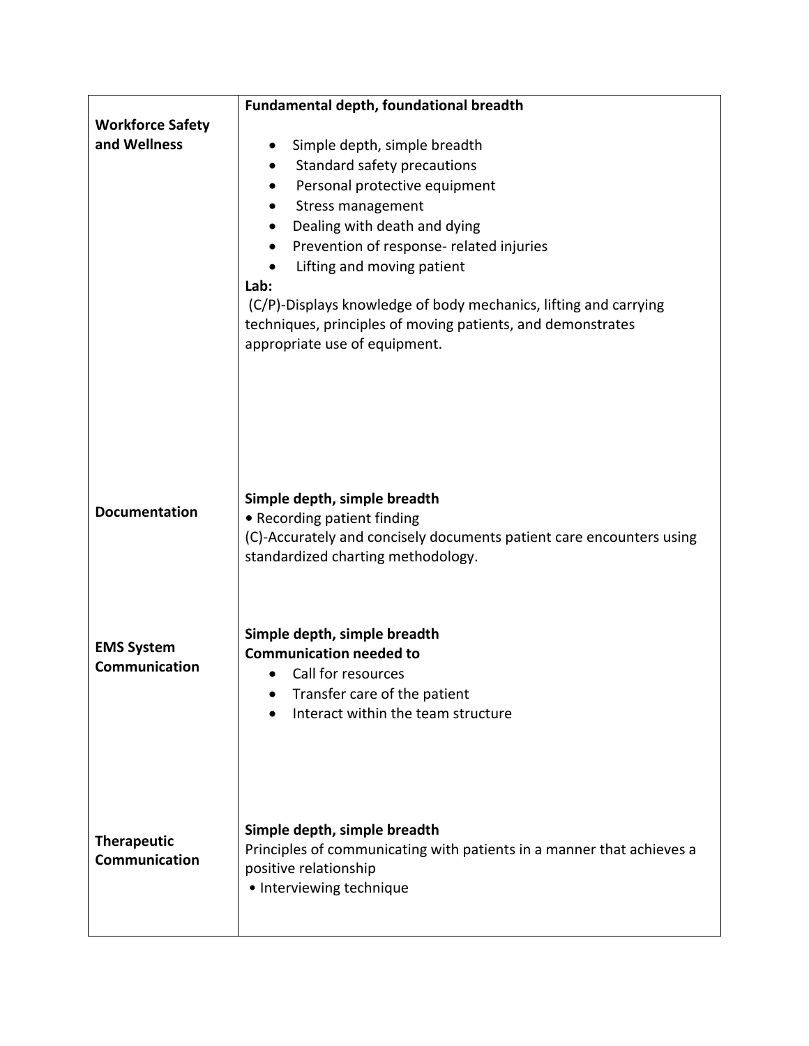| | |
|---|---|
| **Workforce Safety and Wellness** | **Fundamental depth, foundational breadth**<br><br>• Simple depth, simple breadth<br>• Standard safety precautions<br>• Personal protective equipment<br>• Stress management<br>• Dealing with death and dying<br>• Prevention of response- related injuries<br>• Lifting and moving patient<br>**Lab:**<br>(C/P)-Displays knowledge of body mechanics, lifting and carrying techniques, principles of moving patients, and demonstrates appropriate use of equipment. |
| **Documentation** | **Simple depth, simple breadth**<br>• Recording patient finding<br>(C)-Accurately and concisely documents patient care encounters using standardized charting methodology. |
| **EMS System Communication** | **Simple depth, simple breadth**<br>**Communication needed to**<br>• Call for resources<br>• Transfer care of the patient<br>• Interact within the team structure |
| **Therapeutic Communication** | **Simple depth, simple breadth**<br>Principles of communicating with patients in a manner that achieves a positive relationship<br>• Interviewing technique |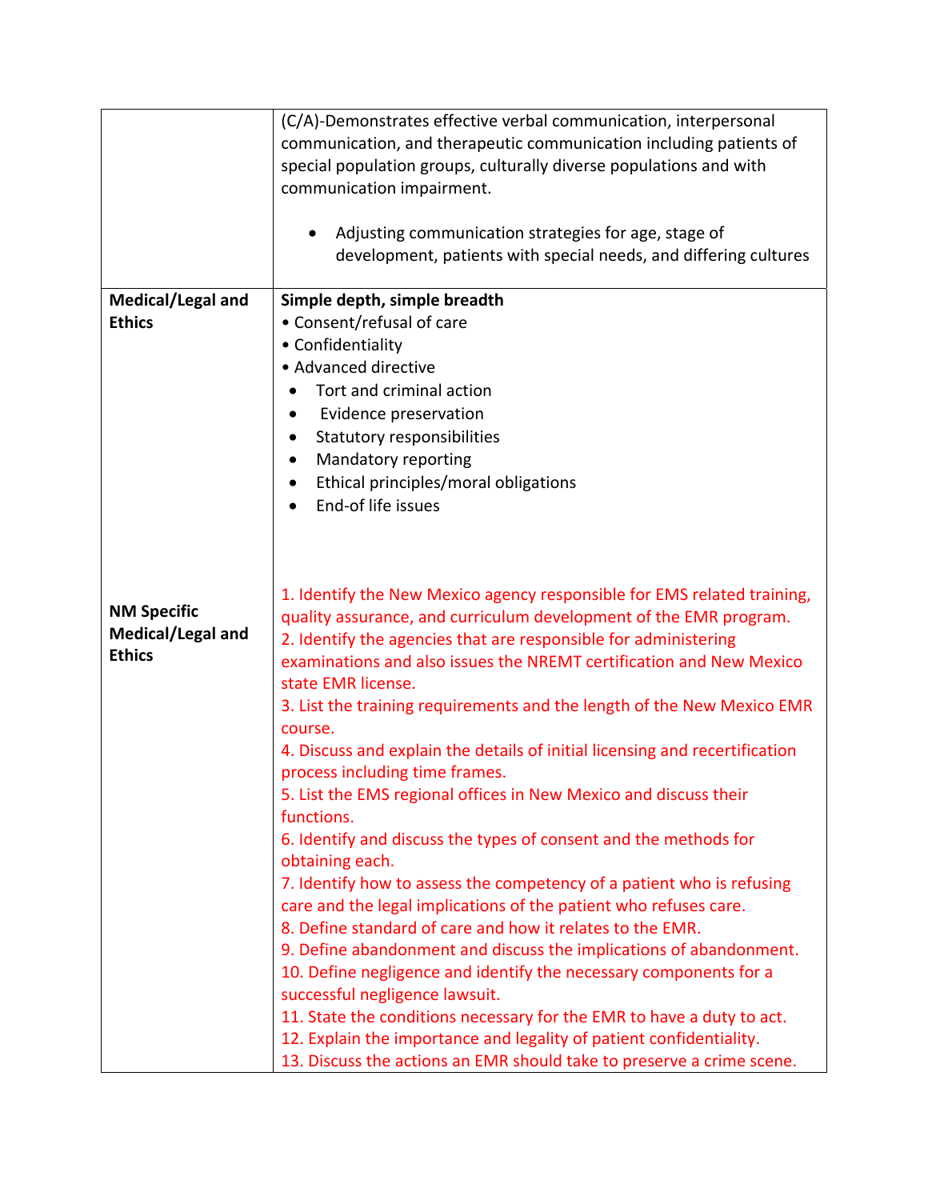| | |
|---|---|
| | (C/A)-Demonstrates effective verbal communication, interpersonal communication, and therapeutic communication including patients of special population groups, culturally diverse populations and with communication impairment.<br><br>• Adjusting communication strategies for age, stage of development, patients with special needs, and differing cultures |
| **Medical/Legal and Ethics**<br><br><br><br><br><br><br><br><br>**NM Specific Medical/Legal and Ethics** | **Simple depth, simple breadth**<br>• Consent/refusal of care<br>• Confidentiality<br>• Advanced directive<br>• Tort and criminal action<br>• Evidence preservation<br>• Statutory responsibilities<br>• Mandatory reporting<br>• Ethical principles/moral obligations<br>• End-of life issues<br><br>1. Identify the New Mexico agency responsible for EMS related training, quality assurance, and curriculum development of the EMR program.<br>2. Identify the agencies that are responsible for administering examinations and also issues the NREMT certification and New Mexico state EMR license.<br>3. List the training requirements and the length of the New Mexico EMR course.<br>4. Discuss and explain the details of initial licensing and recertification process including time frames.<br>5. List the EMS regional offices in New Mexico and discuss their functions.<br>6. Identify and discuss the types of consent and the methods for obtaining each.<br>7. Identify how to assess the competency of a patient who is refusing care and the legal implications of the patient who refuses care.<br>8. Define standard of care and how it relates to the EMR.<br>9. Define abandonment and discuss the implications of abandonment.<br>10. Define negligence and identify the necessary components for a successful negligence lawsuit.<br>11. State the conditions necessary for the EMR to have a duty to act.<br>12. Explain the importance and legality of patient confidentiality.<br>13. Discuss the actions an EMR should take to preserve a crime scene. |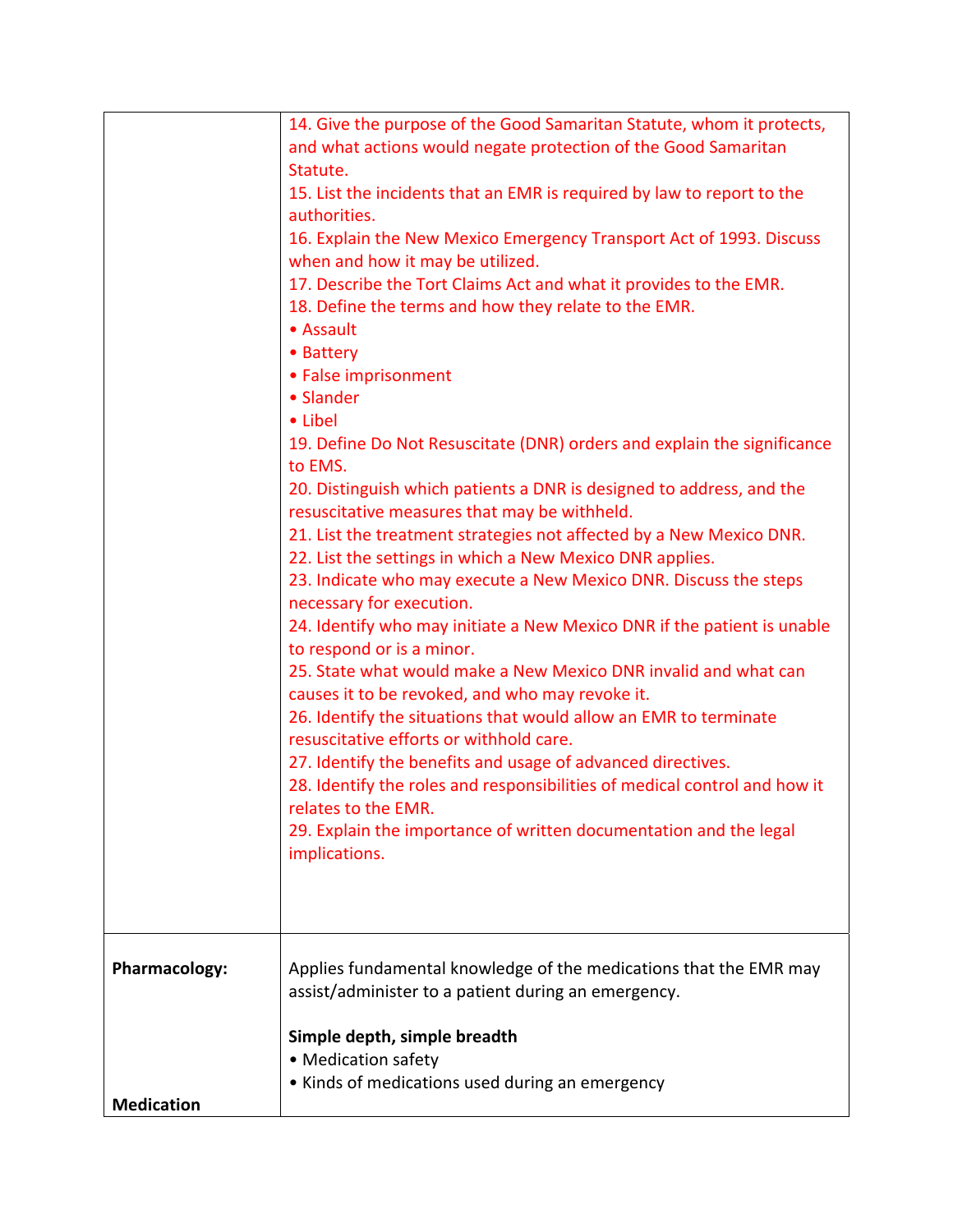| | |
|---|---|
| | 14. Give the purpose of the Good Samaritan Statute, whom it protects, and what actions would negate protection of the Good Samaritan Statute.<br>15. List the incidents that an EMR is required by law to report to the authorities.<br>16. Explain the New Mexico Emergency Transport Act of 1993. Discuss when and how it may be utilized.<br>17. Describe the Tort Claims Act and what it provides to the EMR.<br>18. Define the terms and how they relate to the EMR.<br>• Assault<br>• Battery<br>• False imprisonment<br>• Slander<br>• Libel<br>19. Define Do Not Resuscitate (DNR) orders and explain the significance to EMS.<br>20. Distinguish which patients a DNR is designed to address, and the resuscitative measures that may be withheld.<br>21. List the treatment strategies not affected by a New Mexico DNR.<br>22. List the settings in which a New Mexico DNR applies.<br>23. Indicate who may execute a New Mexico DNR. Discuss the steps necessary for execution.<br>24. Identify who may initiate a New Mexico DNR if the patient is unable to respond or is a minor.<br>25. State what would make a New Mexico DNR invalid and what can causes it to be revoked, and who may revoke it.<br>26. Identify the situations that would allow an EMR to terminate resuscitative efforts or withhold care.<br>27. Identify the benefits and usage of advanced directives.<br>28. Identify the roles and responsibilities of medical control and how it relates to the EMR.<br>29. Explain the importance of written documentation and the legal implications. |
| **Pharmacology:**<br><br>**Medication** | Applies fundamental knowledge of the medications that the EMR may assist/administer to a patient during an emergency.<br><br>**Simple depth, simple breadth**<br>• Medication safety<br>• Kinds of medications used during an emergency |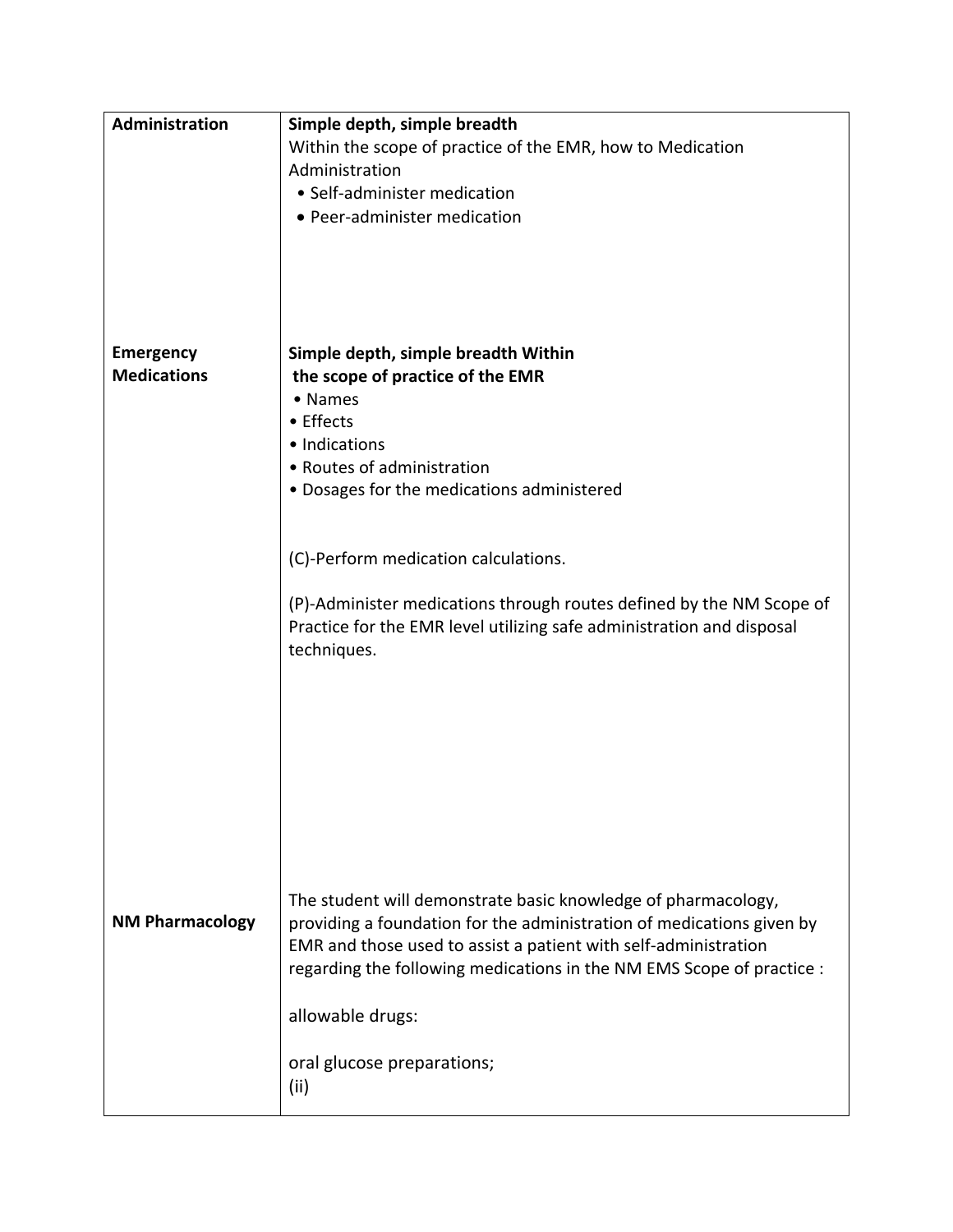| | |
|---|---|
| **Administration** | **Simple depth, simple breadth**<br>Within the scope of practice of the EMR, how to Medication Administration<br>• Self-administer medication<br>• Peer-administer medication |
| **Emergency Medications** | **Simple depth, simple breadth Within the scope of practice of the EMR**<br>• Names<br>• Effects<br>• Indications<br>• Routes of administration<br>• Dosages for the medications administered<br><br>(C)-Perform medication calculations.<br><br>(P)-Administer medications through routes defined by the NM Scope of Practice for the EMR level utilizing safe administration and disposal techniques. |
| **NM Pharmacology** | The student will demonstrate basic knowledge of pharmacology, providing a foundation for the administration of medications given by EMR and those used to assist a patient with self-administration regarding the following medications in the NM EMS Scope of practice :<br><br>allowable drugs:<br><br>oral glucose preparations;<br>(ii) |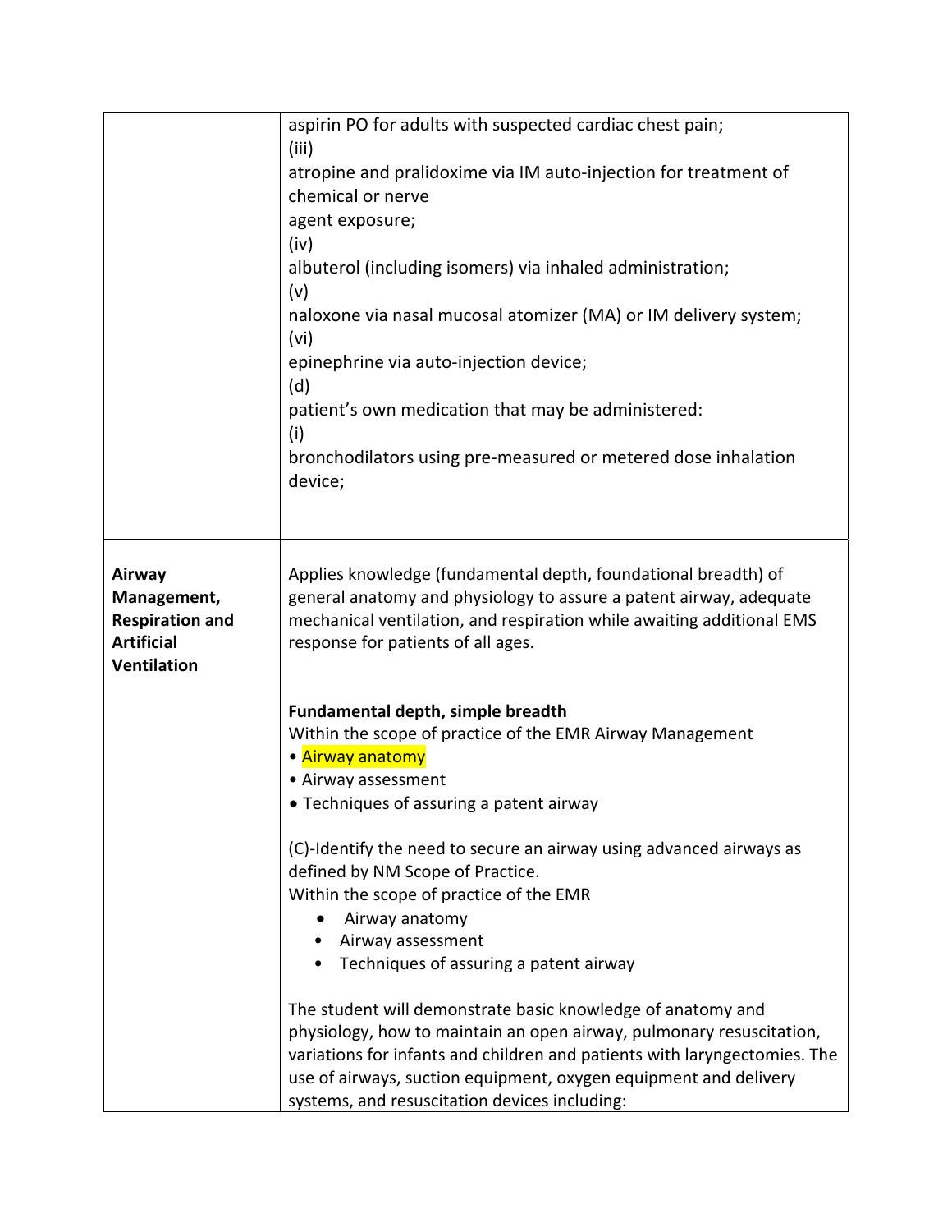| | |
|---|---|
| | aspirin PO for adults with suspected cardiac chest pain;<br>(iii)<br>atropine and pralidoxime via IM auto-injection for treatment of chemical or nerve agent exposure;<br>(iv)<br>albuterol (including isomers) via inhaled administration;<br>(v)<br>naloxone via nasal mucosal atomizer (MA) or IM delivery system;<br>(vi)<br>epinephrine via auto-injection device;<br>(d)<br>patient's own medication that may be administered:<br>(i)<br>bronchodilators using pre-measured or metered dose inhalation device; |
| **Airway Management, Respiration and Artificial Ventilation** | Applies knowledge (fundamental depth, foundational breadth) of general anatomy and physiology to assure a patent airway, adequate mechanical ventilation, and respiration while awaiting additional EMS response for patients of all ages.<br><br>**Fundamental depth, simple breadth**<br>Within the scope of practice of the EMR Airway Management<br>• Airway anatomy<br>• Airway assessment<br>• Techniques of assuring a patent airway<br><br>(C)-Identify the need to secure an airway using advanced airways as defined by NM Scope of Practice.<br>Within the scope of practice of the EMR<br>• Airway anatomy<br>• Airway assessment<br>• Techniques of assuring a patent airway<br><br>The student will demonstrate basic knowledge of anatomy and physiology, how to maintain an open airway, pulmonary resuscitation, variations for infants and children and patients with laryngectomies. The use of airways, suction equipment, oxygen equipment and delivery systems, and resuscitation devices including: |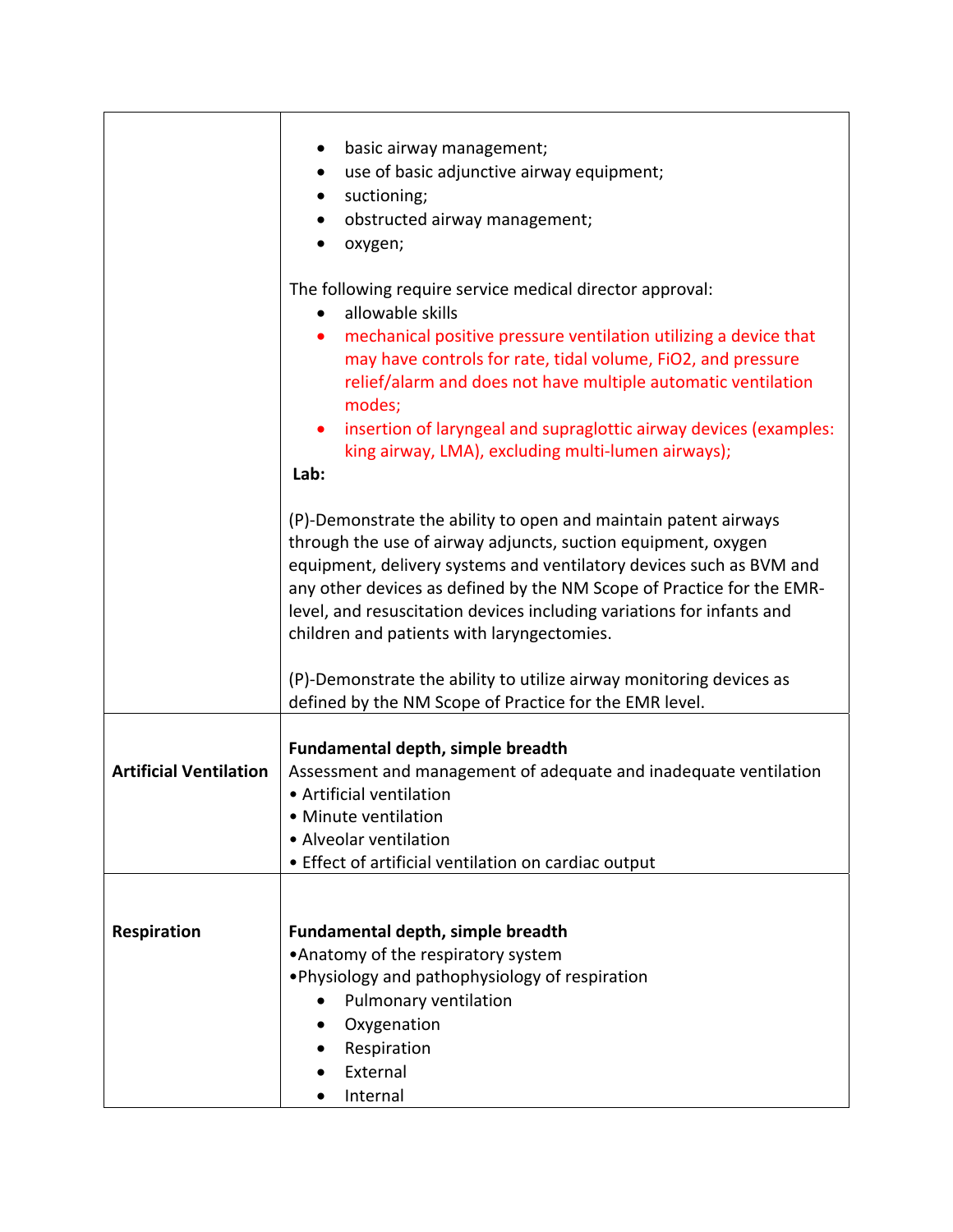| | |
|---|---|
| | • basic airway management;<br>• use of basic adjunctive airway equipment;<br>• suctioning;<br>• obstructed airway management;<br>• oxygen;<br><br>The following require service medical director approval:<br>• allowable skills<br>• mechanical positive pressure ventilation utilizing a device that may have controls for rate, tidal volume, FiO2, and pressure relief/alarm and does not have multiple automatic ventilation modes;<br>• insertion of laryngeal and supraglottic airway devices (examples: king airway, LMA), excluding multi-lumen airways);<br>**Lab:**<br><br>(P)-Demonstrate the ability to open and maintain patent airways through the use of airway adjuncts, suction equipment, oxygen equipment, delivery systems and ventilatory devices such as BVM and any other devices as defined by the NM Scope of Practice for the EMR-level, and resuscitation devices including variations for infants and children and patients with laryngectomies.<br><br>(P)-Demonstrate the ability to utilize airway monitoring devices as defined by the NM Scope of Practice for the EMR level. |
| **Artificial Ventilation** | **Fundamental depth, simple breadth**<br>Assessment and management of adequate and inadequate ventilation<br>• Artificial ventilation<br>• Minute ventilation<br>• Alveolar ventilation<br>• Effect of artificial ventilation on cardiac output |
| **Respiration** | **Fundamental depth, simple breadth**<br>• Anatomy of the respiratory system<br>• Physiology and pathophysiology of respiration<br>&nbsp;&nbsp;&nbsp;&nbsp;• Pulmonary ventilation<br>&nbsp;&nbsp;&nbsp;&nbsp;• Oxygenation<br>&nbsp;&nbsp;&nbsp;&nbsp;• Respiration<br>&nbsp;&nbsp;&nbsp;&nbsp;• External<br>&nbsp;&nbsp;&nbsp;&nbsp;• Internal |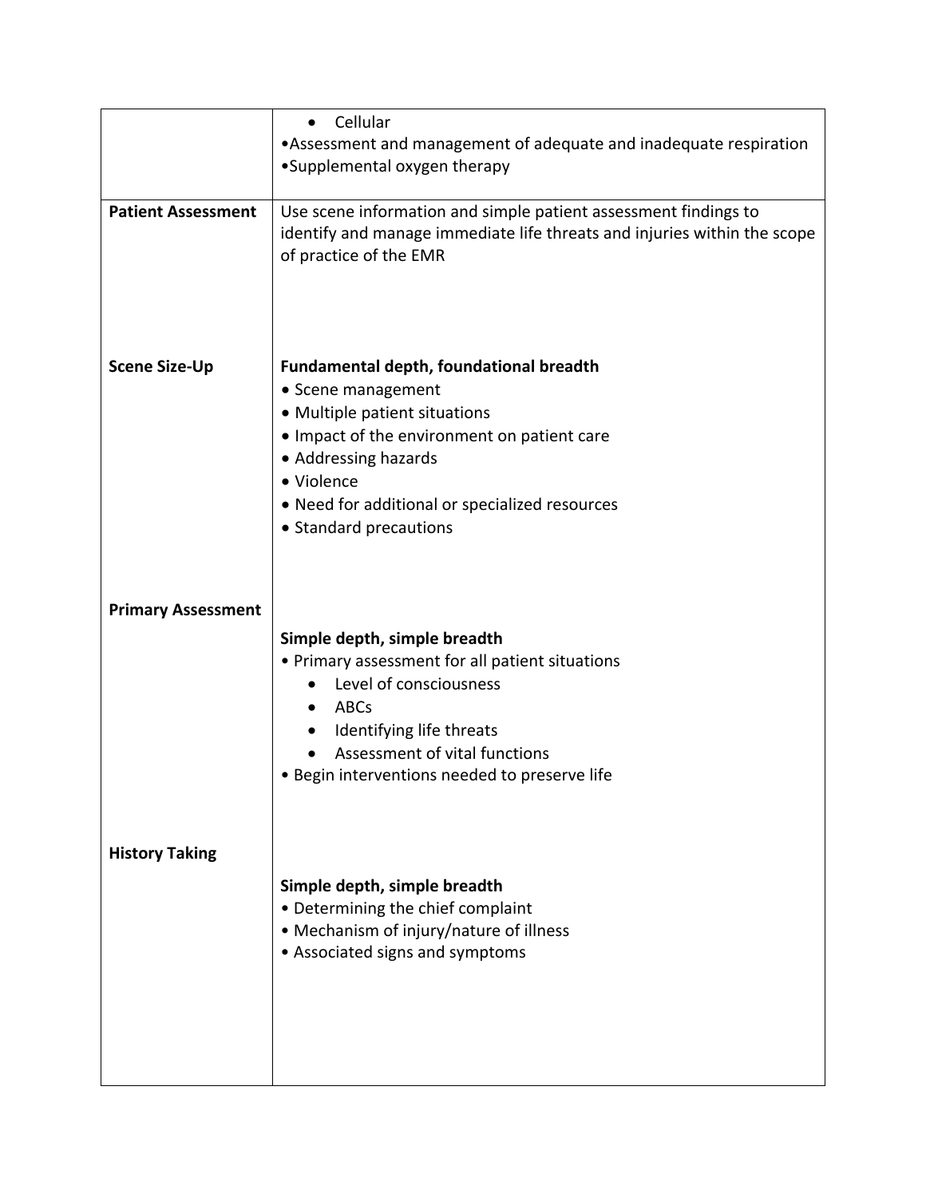| | |
|---|---|
| | • Cellular<br>• Assessment and management of adequate and inadequate respiration<br>• Supplemental oxygen therapy |
| **Patient Assessment** | Use scene information and simple patient assessment findings to identify and manage immediate life threats and injuries within the scope of practice of the EMR |
| **Scene Size-Up** | **Fundamental depth, foundational breadth**<br>• Scene management<br>• Multiple patient situations<br>• Impact of the environment on patient care<br>• Addressing hazards<br>• Violence<br>• Need for additional or specialized resources<br>• Standard precautions |
| **Primary Assessment** | **Simple depth, simple breadth**<br>• Primary assessment for all patient situations<br>&nbsp;&nbsp;&nbsp;&nbsp;• Level of consciousness<br>&nbsp;&nbsp;&nbsp;&nbsp;• ABCs<br>&nbsp;&nbsp;&nbsp;&nbsp;• Identifying life threats<br>&nbsp;&nbsp;&nbsp;&nbsp;• Assessment of vital functions<br>• Begin interventions needed to preserve life |
| **History Taking** | **Simple depth, simple breadth**<br>• Determining the chief complaint<br>• Mechanism of injury/nature of illness<br>• Associated signs and symptoms |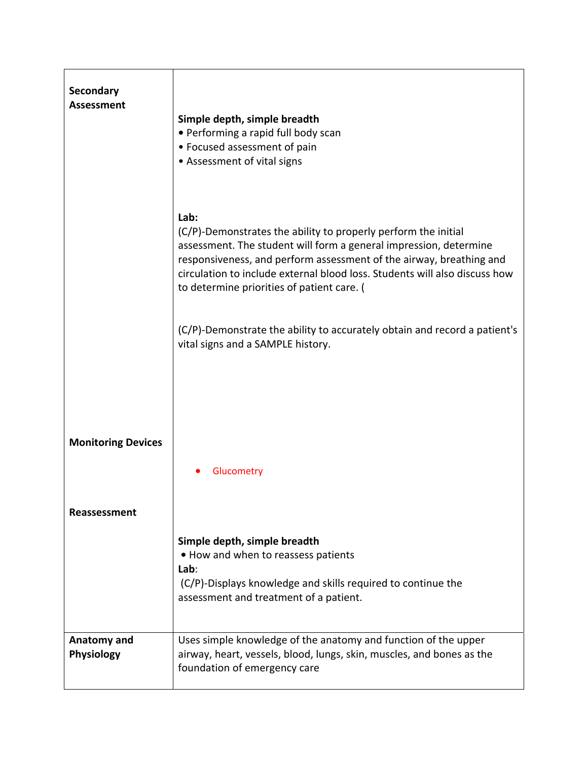| | |
|---|---|
| **Secondary Assessment**<br><br><br><br><br><br><br><br><br><br><br><br><br><br><br><br><br><br><br>**Monitoring Devices**<br><br><br><br><br>**Reassessment** | **Simple depth, simple breadth**<br>• Performing a rapid full body scan<br>• Focused assessment of pain<br>• Assessment of vital signs<br><br><br>**Lab:**<br>(C/P)-Demonstrates the ability to properly perform the initial assessment. The student will form a general impression, determine responsiveness, and perform assessment of the airway, breathing and circulation to include external blood loss. Students will also discuss how to determine priorities of patient care. (<br><br>(C/P)-Demonstrate the ability to accurately obtain and record a patient's vital signs and a SAMPLE history.<br><br><br><br><br><br><br>• Glucometry<br><br><br><br>**Simple depth, simple breadth**<br>• How and when to reassess patients<br>**Lab**:<br>(C/P)-Displays knowledge and skills required to continue the assessment and treatment of a patient. |
| **Anatomy and Physiology** | Uses simple knowledge of the anatomy and function of the upper airway, heart, vessels, blood, lungs, skin, muscles, and bones as the foundation of emergency care |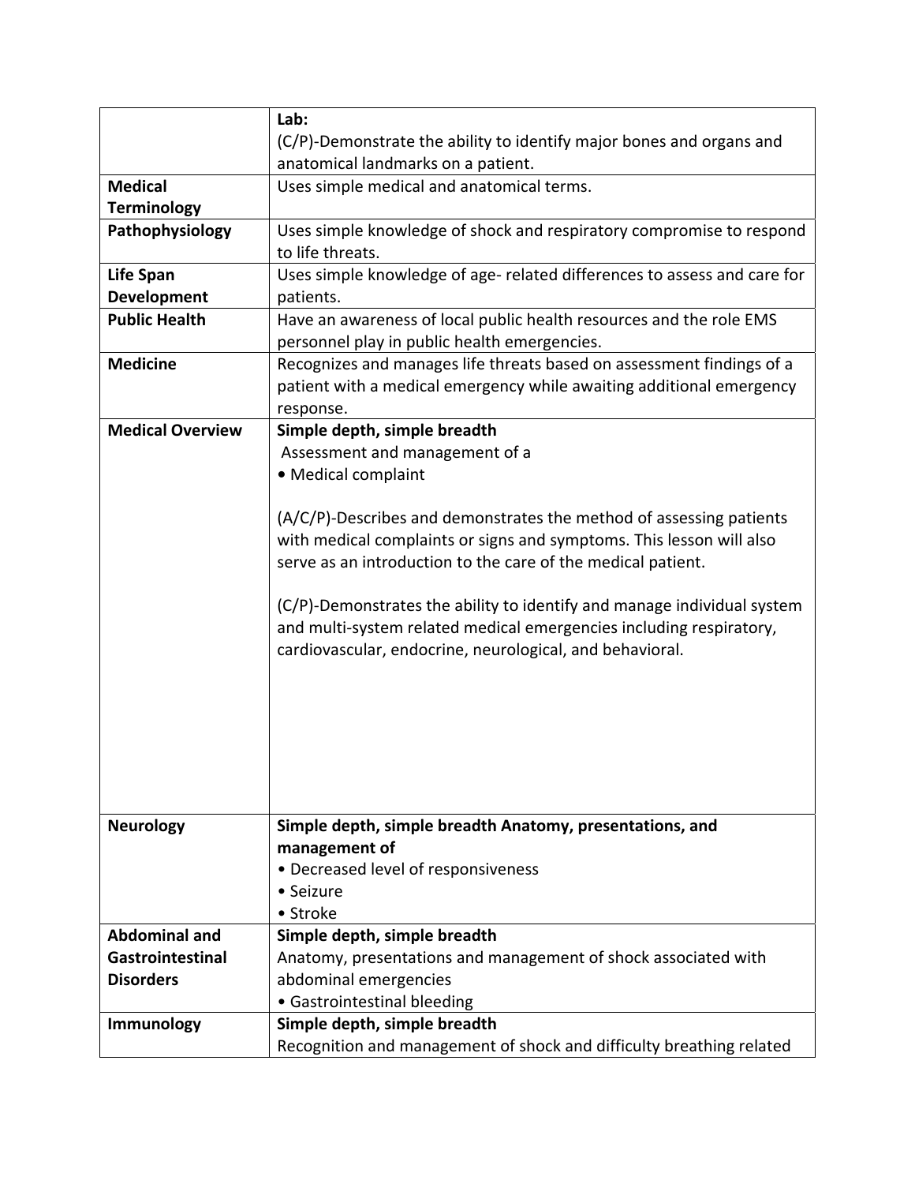| | |
|---|---|
| | **Lab:**<br>(C/P)-Demonstrate the ability to identify major bones and organs and anatomical landmarks on a patient. |
| **Medical Terminology** | Uses simple medical and anatomical terms. |
| **Pathophysiology** | Uses simple knowledge of shock and respiratory compromise to respond to life threats. |
| **Life Span Development** | Uses simple knowledge of age- related differences to assess and care for patients. |
| **Public Health** | Have an awareness of local public health resources and the role EMS personnel play in public health emergencies. |
| **Medicine** | Recognizes and manages life threats based on assessment findings of a patient with a medical emergency while awaiting additional emergency response. |
| **Medical Overview** | **Simple depth, simple breadth**<br>Assessment and management of a<br>• Medical complaint<br><br>(A/C/P)-Describes and demonstrates the method of assessing patients with medical complaints or signs and symptoms. This lesson will also serve as an introduction to the care of the medical patient.<br><br>(C/P)-Demonstrates the ability to identify and manage individual system and multi-system related medical emergencies including respiratory, cardiovascular, endocrine, neurological, and behavioral. |
| **Neurology** | **Simple depth, simple breadth Anatomy, presentations, and management of**<br>• Decreased level of responsiveness<br>• Seizure<br>• Stroke |
| **Abdominal and Gastrointestinal Disorders** | **Simple depth, simple breadth**<br>Anatomy, presentations and management of shock associated with abdominal emergencies<br>• Gastrointestinal bleeding |
| **Immunology** | **Simple depth, simple breadth**<br>Recognition and management of shock and difficulty breathing related |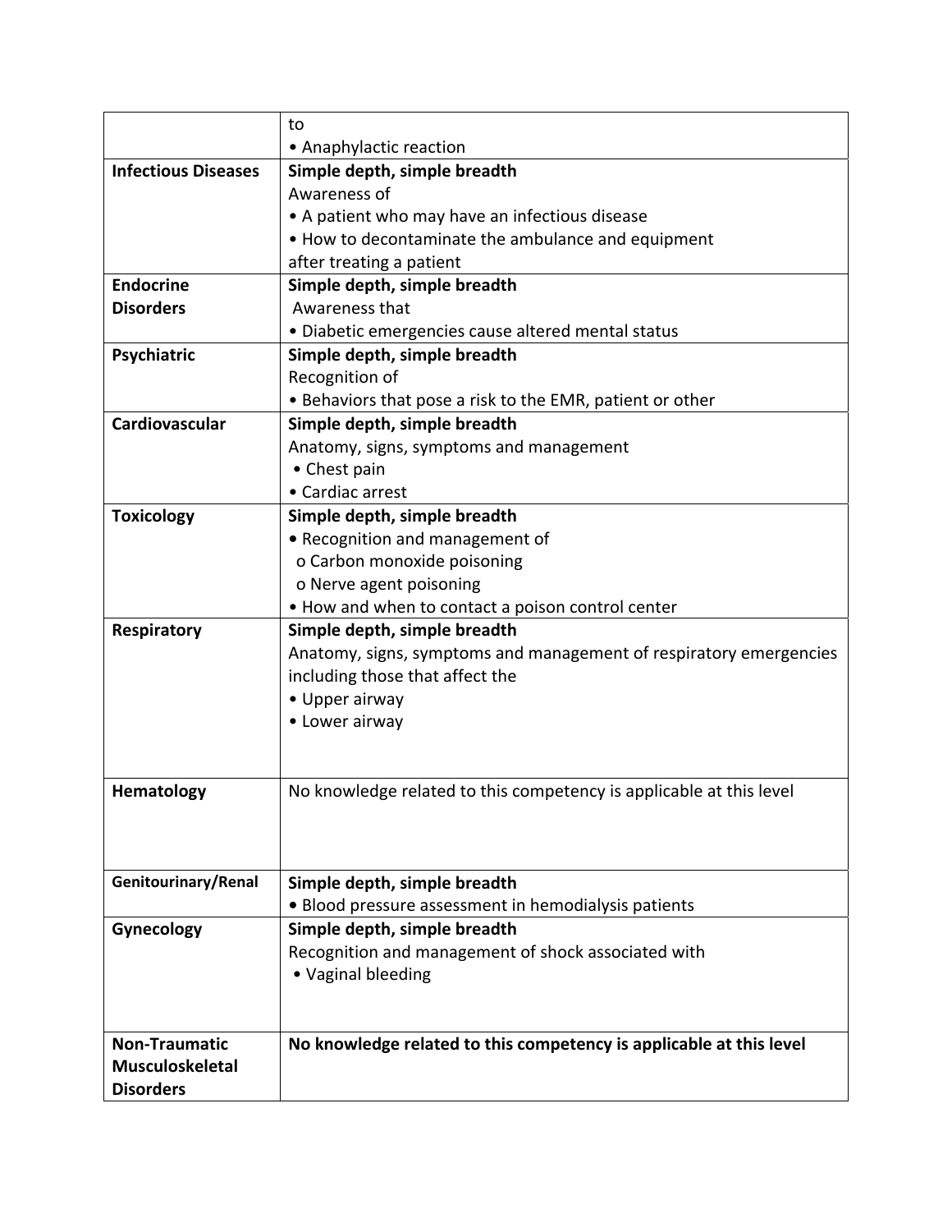| | |
|---|---|
| | to<br>• Anaphylactic reaction |
| **Infectious Diseases** | **Simple depth, simple breadth**<br>Awareness of<br>• A patient who may have an infectious disease<br>• How to decontaminate the ambulance and equipment after treating a patient |
| **Endocrine Disorders** | **Simple depth, simple breadth**<br>Awareness that<br>• Diabetic emergencies cause altered mental status |
| **Psychiatric** | **Simple depth, simple breadth**<br>Recognition of<br>• Behaviors that pose a risk to the EMR, patient or other |
| **Cardiovascular** | **Simple depth, simple breadth**<br>Anatomy, signs, symptoms and management<br>• Chest pain<br>• Cardiac arrest |
| **Toxicology** | **Simple depth, simple breadth**<br>• Recognition and management of<br>o Carbon monoxide poisoning<br>o Nerve agent poisoning<br>• How and when to contact a poison control center |
| **Respiratory** | **Simple depth, simple breadth**<br>Anatomy, signs, symptoms and management of respiratory emergencies including those that affect the<br>• Upper airway<br>• Lower airway |
| **Hematology** | No knowledge related to this competency is applicable at this level |
| **Genitourinary/Renal** | **Simple depth, simple breadth**<br>• Blood pressure assessment in hemodialysis patients |
| **Gynecology** | **Simple depth, simple breadth**<br>Recognition and management of shock associated with<br>• Vaginal bleeding |
| **Non-Traumatic Musculoskeletal Disorders** | **No knowledge related to this competency is applicable at this level** |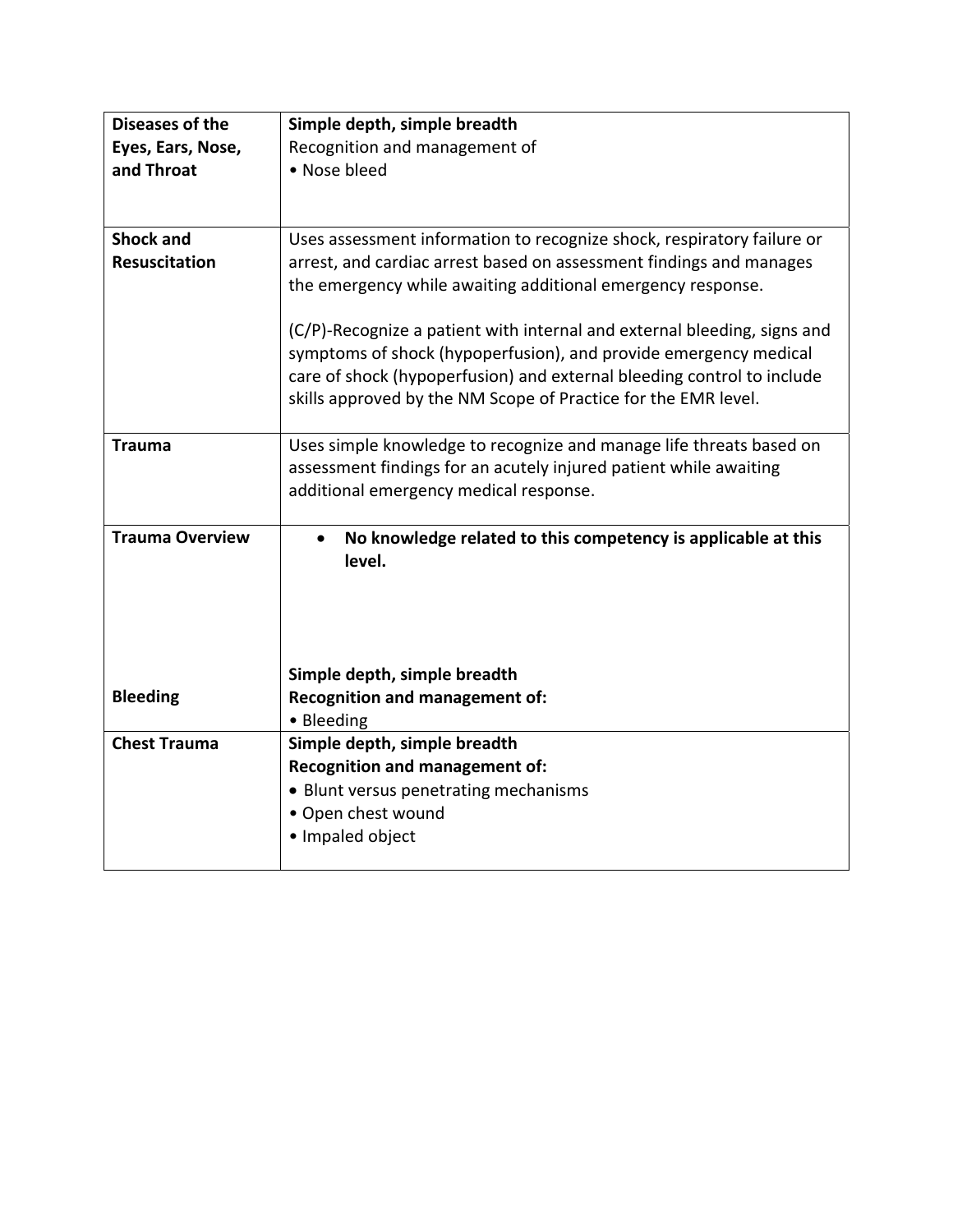| | |
|---|---|
| **Diseases of the Eyes, Ears, Nose, and Throat** | **Simple depth, simple breadth**<br>Recognition and management of<br>• Nose bleed |
| **Shock and Resuscitation** | Uses assessment information to recognize shock, respiratory failure or arrest, and cardiac arrest based on assessment findings and manages the emergency while awaiting additional emergency response.<br><br>(C/P)-Recognize a patient with internal and external bleeding, signs and symptoms of shock (hypoperfusion), and provide emergency medical care of shock (hypoperfusion) and external bleeding control to include skills approved by the NM Scope of Practice for the EMR level. |
| **Trauma** | Uses simple knowledge to recognize and manage life threats based on assessment findings for an acutely injured patient while awaiting additional emergency medical response. |
| **Trauma Overview**<br><br>**Bleeding** | • **No knowledge related to this competency is applicable at this level.**<br><br>**Simple depth, simple breadth**<br>**Recognition and management of:**<br>• Bleeding |
| **Chest Trauma** | **Simple depth, simple breadth**<br>**Recognition and management of:**<br>• Blunt versus penetrating mechanisms<br>• Open chest wound<br>• Impaled object |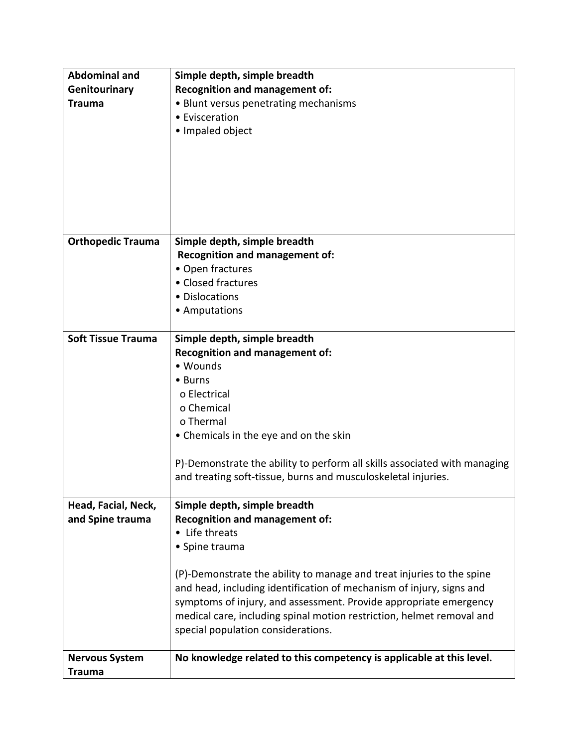| | |
|---|---|
| **Abdominal and Genitourinary Trauma** | **Simple depth, simple breadth**<br>**Recognition and management of:**<br>• Blunt versus penetrating mechanisms<br>• Evisceration<br>• Impaled object |
| **Orthopedic Trauma** | **Simple depth, simple breadth**<br>**Recognition and management of:**<br>• Open fractures<br>• Closed fractures<br>• Dislocations<br>• Amputations |
| **Soft Tissue Trauma** | **Simple depth, simple breadth**<br>**Recognition and management of:**<br>• Wounds<br>• Burns<br>o Electrical<br>o Chemical<br>o Thermal<br>• Chemicals in the eye and on the skin<br><br>P)-Demonstrate the ability to perform all skills associated with managing and treating soft-tissue, burns and musculoskeletal injuries. |
| **Head, Facial, Neck, and Spine trauma** | **Simple depth, simple breadth**<br>**Recognition and management of:**<br>• Life threats<br>• Spine trauma<br><br>(P)-Demonstrate the ability to manage and treat injuries to the spine and head, including identification of mechanism of injury, signs and symptoms of injury, and assessment. Provide appropriate emergency medical care, including spinal motion restriction, helmet removal and special population considerations. |
| **Nervous System Trauma** | **No knowledge related to this competency is applicable at this level.** |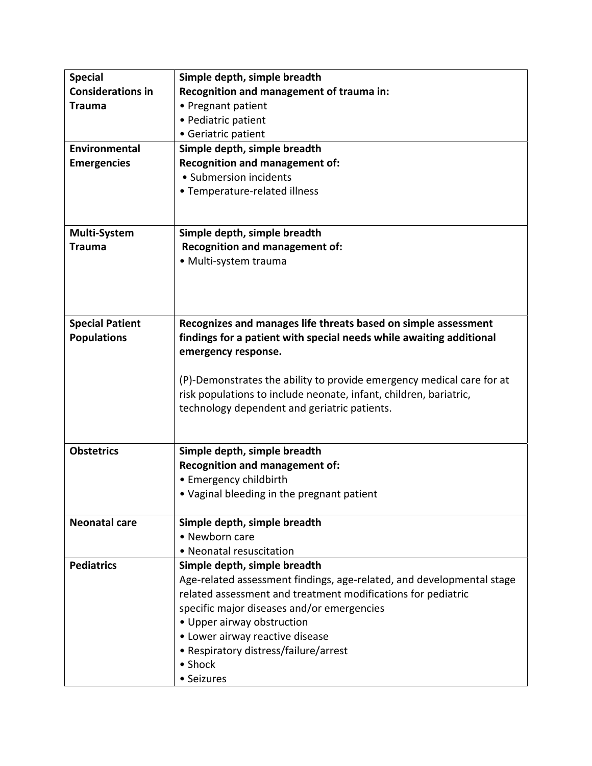| | |
|---|---|
| **Special Considerations in Trauma** | **Simple depth, simple breadth**<br>**Recognition and management of trauma in:**<br>• Pregnant patient<br>• Pediatric patient<br>• Geriatric patient |
| **Environmental Emergencies** | **Simple depth, simple breadth**<br>**Recognition and management of:**<br>• Submersion incidents<br>• Temperature-related illness |
| **Multi-System Trauma** | **Simple depth, simple breadth**<br>**Recognition and management of:**<br>• Multi-system trauma |
| **Special Patient Populations** | **Recognizes and manages life threats based on simple assessment findings for a patient with special needs while awaiting additional emergency response.**<br><br>(P)-Demonstrates the ability to provide emergency medical care for at risk populations to include neonate, infant, children, bariatric, technology dependent and geriatric patients. |
| **Obstetrics** | **Simple depth, simple breadth**<br>**Recognition and management of:**<br>• Emergency childbirth<br>• Vaginal bleeding in the pregnant patient |
| **Neonatal care** | **Simple depth, simple breadth**<br>• Newborn care<br>• Neonatal resuscitation |
| **Pediatrics** | **Simple depth, simple breadth**<br>Age-related assessment findings, age-related, and developmental stage related assessment and treatment modifications for pediatric specific major diseases and/or emergencies<br>• Upper airway obstruction<br>• Lower airway reactive disease<br>• Respiratory distress/failure/arrest<br>• Shock<br>• Seizures |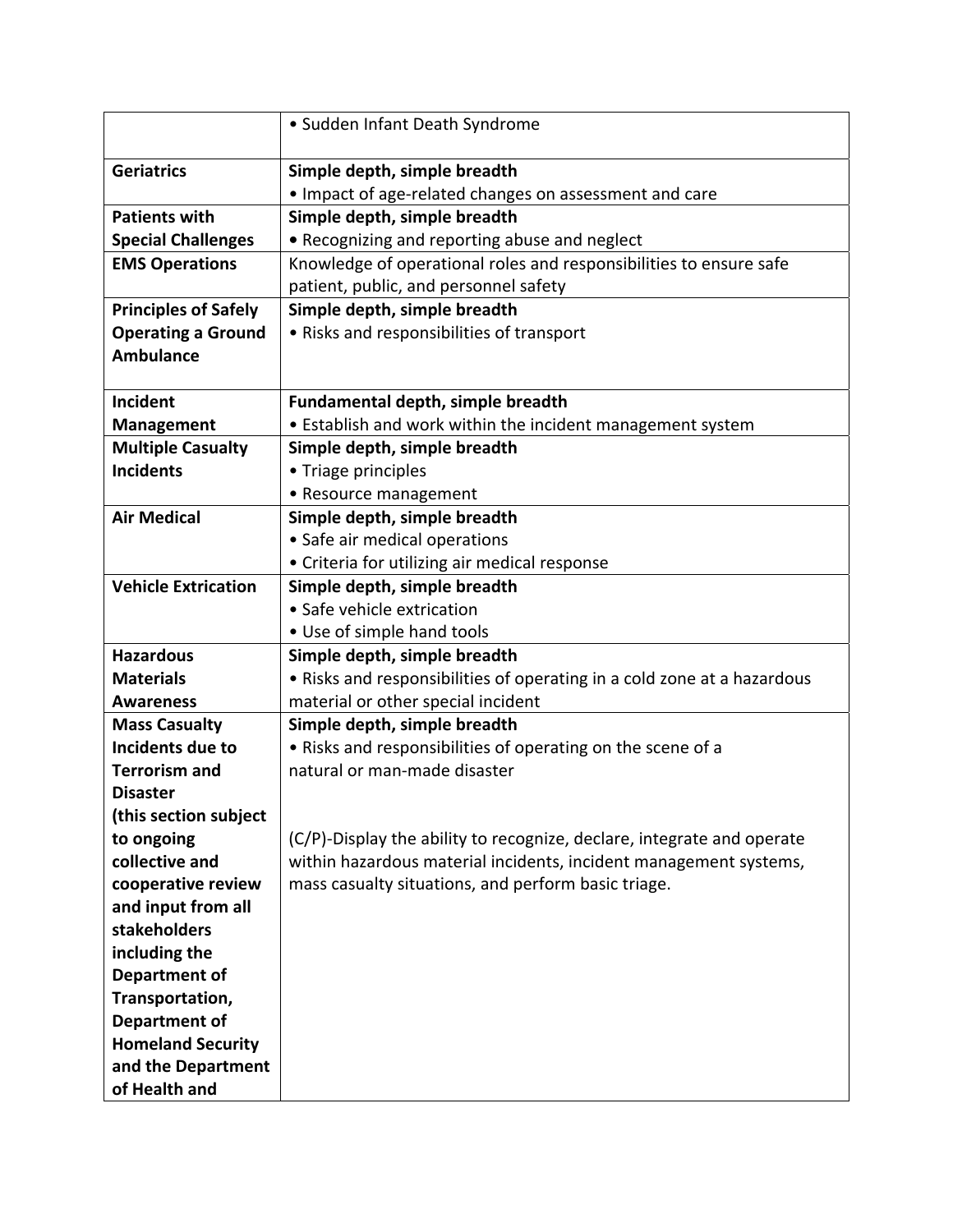| | |
|---|---|
| | • Sudden Infant Death Syndrome |
| **Geriatrics** | **Simple depth, simple breadth**<br>• Impact of age-related changes on assessment and care |
| **Patients with Special Challenges** | **Simple depth, simple breadth**<br>**•** Recognizing and reporting abuse and neglect |
| **EMS Operations** | Knowledge of operational roles and responsibilities to ensure safe patient, public, and personnel safety |
| **Principles of Safely Operating a Ground Ambulance** | **Simple depth, simple breadth**<br>• Risks and responsibilities of transport |
| **Incident Management** | **Fundamental depth, simple breadth**<br>• Establish and work within the incident management system |
| **Multiple Casualty Incidents** | **Simple depth, simple breadth**<br>• Triage principles<br>• Resource management |
| **Air Medical** | **Simple depth, simple breadth**<br>• Safe air medical operations<br>• Criteria for utilizing air medical response |
| **Vehicle Extrication** | **Simple depth, simple breadth**<br>• Safe vehicle extrication<br>• Use of simple hand tools |
| **Hazardous Materials Awareness** | **Simple depth, simple breadth**<br>• Risks and responsibilities of operating in a cold zone at a hazardous material or other special incident |
| **Mass Casualty Incidents due to Terrorism and Disaster (this section subject to ongoing collective and cooperative review and input from all stakeholders including the Department of Transportation, Department of Homeland Security and the Department of Health and** | **Simple depth, simple breadth**<br>• Risks and responsibilities of operating on the scene of a natural or man-made disaster<br><br>(C/P)-Display the ability to recognize, declare, integrate and operate within hazardous material incidents, incident management systems, mass casualty situations, and perform basic triage. |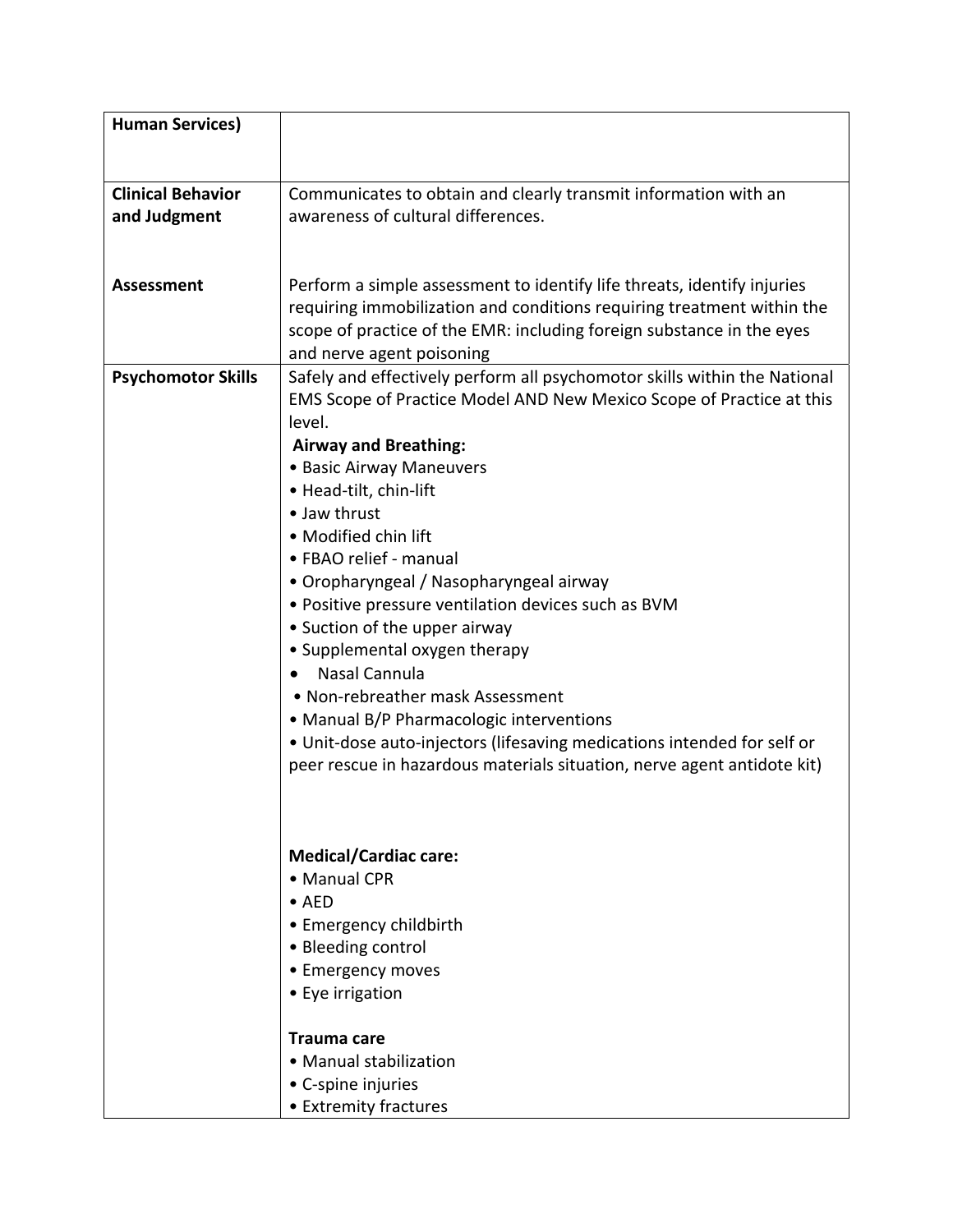| | |
|---|---|
| **Human Services)** | |
| **Clinical Behavior and Judgment**<br><br>**Assessment** | Communicates to obtain and clearly transmit information with an awareness of cultural differences.<br><br>Perform a simple assessment to identify life threats, identify injuries requiring immobilization and conditions requiring treatment within the scope of practice of the EMR: including foreign substance in the eyes and nerve agent poisoning |
| **Psychomotor Skills** | Safely and effectively perform all psychomotor skills within the National EMS Scope of Practice Model AND New Mexico Scope of Practice at this level.<br>**Airway and Breathing:**<br>• Basic Airway Maneuvers<br>• Head-tilt, chin-lift<br>• Jaw thrust<br>• Modified chin lift<br>• FBAO relief - manual<br>• Oropharyngeal / Nasopharyngeal airway<br>• Positive pressure ventilation devices such as BVM<br>• Suction of the upper airway<br>• Supplemental oxygen therapy<br>• Nasal Cannula<br>• Non-rebreather mask Assessment<br>• Manual B/P Pharmacologic interventions<br>• Unit-dose auto-injectors (lifesaving medications intended for self or peer rescue in hazardous materials situation, nerve agent antidote kit)<br><br>**Medical/Cardiac care:**<br>• Manual CPR<br>• AED<br>• Emergency childbirth<br>• Bleeding control<br>• Emergency moves<br>• Eye irrigation<br><br>**Trauma care**<br>• Manual stabilization<br>• C-spine injuries<br>• Extremity fractures |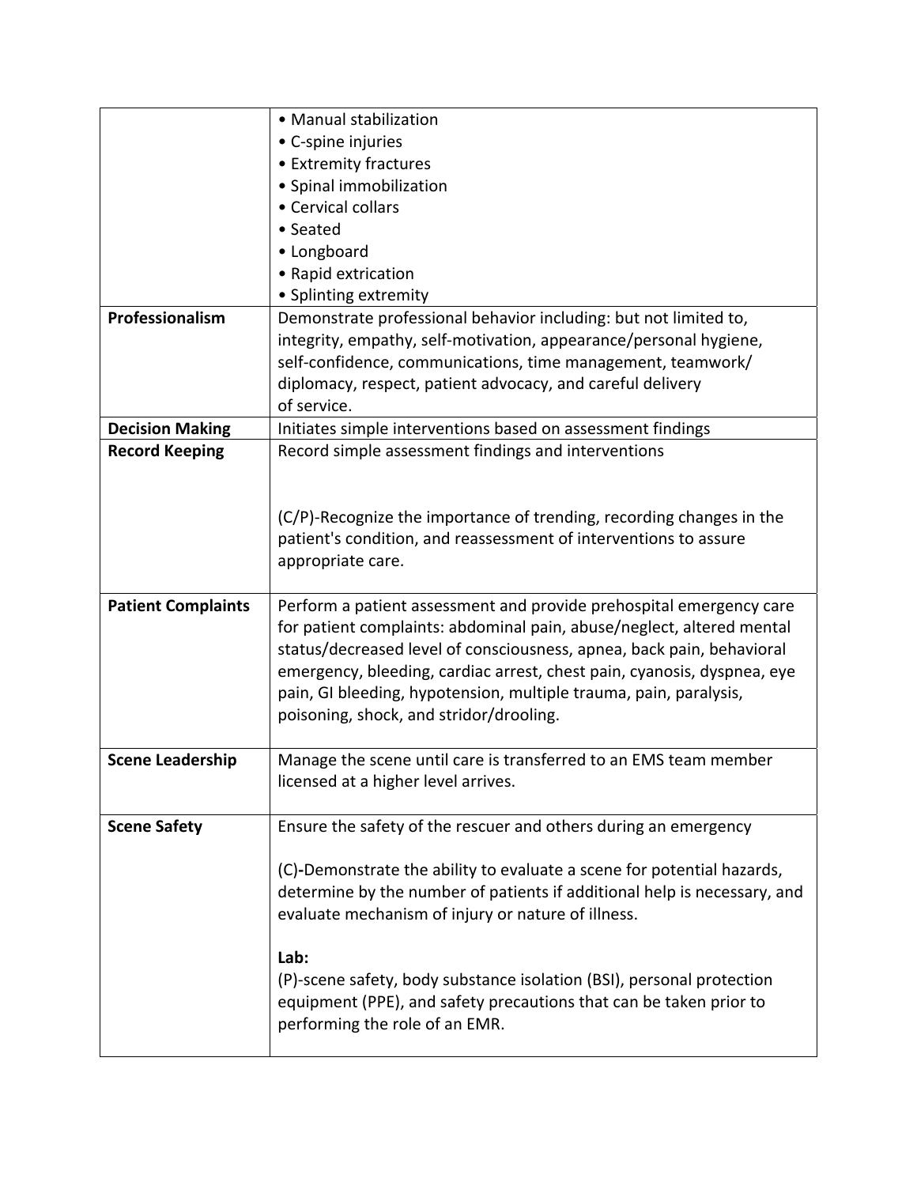| | |
|---|---|
| | • Manual stabilization<br>• C-spine injuries<br>• Extremity fractures<br>• Spinal immobilization<br>• Cervical collars<br>• Seated<br>• Longboard<br>• Rapid extrication<br>• Splinting extremity |
| **Professionalism** | Demonstrate professional behavior including: but not limited to, integrity, empathy, self-motivation, appearance/personal hygiene, self-confidence, communications, time management, teamwork/ diplomacy, respect, patient advocacy, and careful delivery of service. |
| **Decision Making** | Initiates simple interventions based on assessment findings |
| **Record Keeping** | Record simple assessment findings and interventions<br><br>(C/P)-Recognize the importance of trending, recording changes in the patient's condition, and reassessment of interventions to assure appropriate care. |
| **Patient Complaints** | Perform a patient assessment and provide prehospital emergency care for patient complaints: abdominal pain, abuse/neglect, altered mental status/decreased level of consciousness, apnea, back pain, behavioral emergency, bleeding, cardiac arrest, chest pain, cyanosis, dyspnea, eye pain, GI bleeding, hypotension, multiple trauma, pain, paralysis, poisoning, shock, and stridor/drooling. |
| **Scene Leadership** | Manage the scene until care is transferred to an EMS team member licensed at a higher level arrives. |
| **Scene Safety** | Ensure the safety of the rescuer and others during an emergency<br><br>(C)-Demonstrate the ability to evaluate a scene for potential hazards, determine by the number of patients if additional help is necessary, and evaluate mechanism of injury or nature of illness.<br><br>**Lab:**<br>(P)-scene safety, body substance isolation (BSI), personal protection equipment (PPE), and safety precautions that can be taken prior to performing the role of an EMR. |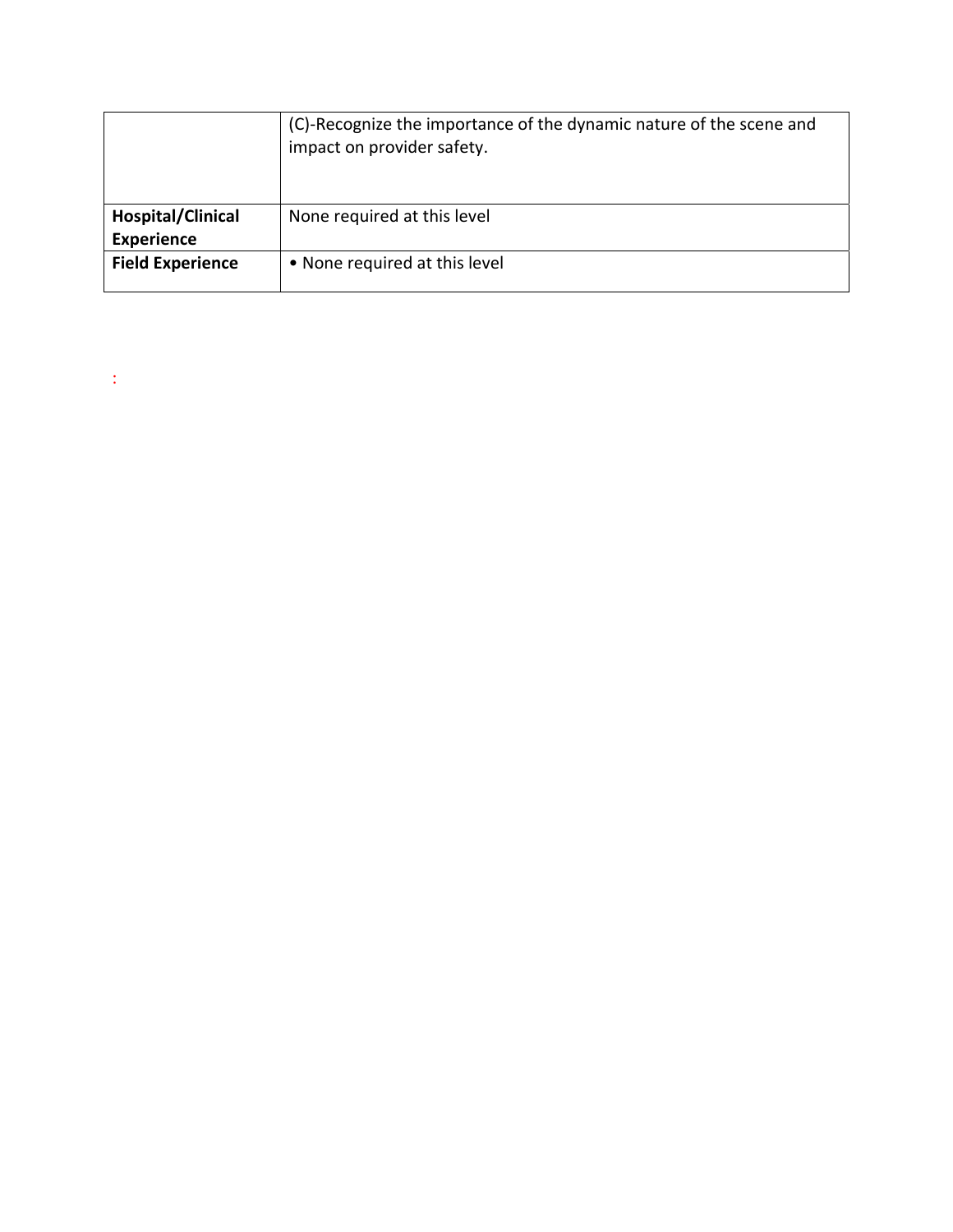| | |
|---|---|
| | (C)-Recognize the importance of the dynamic nature of the scene and impact on provider safety. |
| **Hospital/Clinical Experience** | None required at this level |
| **Field Experience** | • None required at this level |

: